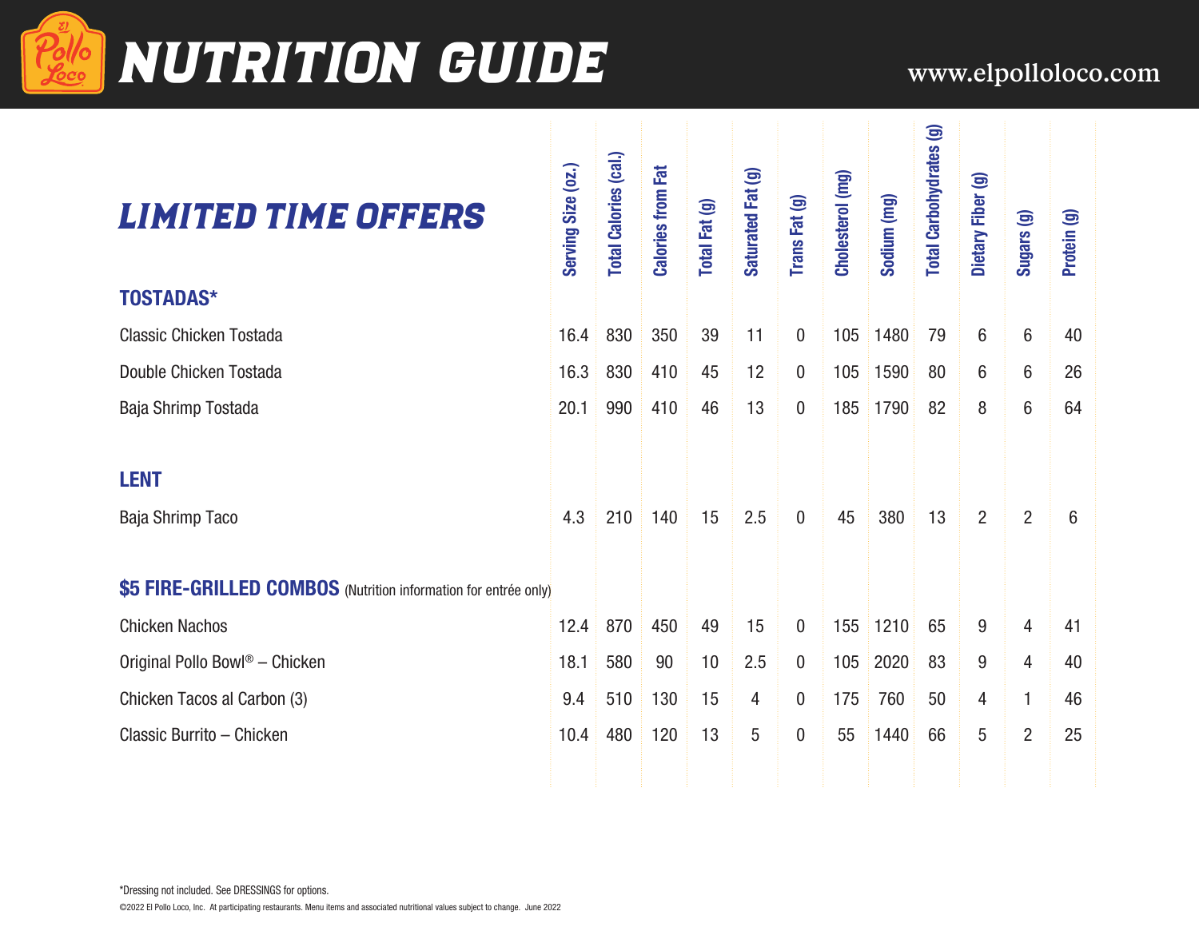# NUTRITION GUIDE

www.elpolloloco.com

## LIMITED TIME OFFERS

| | Serving Size (oz.) | Total Calories (cal.) | Calories from Fat | Total Fat (g) | Saturated Fat (g) | Trans Fat (g) | Cholesterol (mg) | Sodium (mg) | Total Carbohydrates (g) | Dietary Fiber (g) | Sugars (g) | Protein (g) |
|---|---|---|---|---|---|---|---|---|---|---|---|---|
| **TOSTADAS*** | | | | | | | | | | | | |
| Classic Chicken Tostada | 16.4 | 830 | 350 | 39 | 11 | 0 | 105 | 1480 | 79 | 6 | 6 | 40 |
| Double Chicken Tostada | 16.3 | 830 | 410 | 45 | 12 | 0 | 105 | 1590 | 80 | 6 | 6 | 26 |
| Baja Shrimp Tostada | 20.1 | 990 | 410 | 46 | 13 | 0 | 185 | 1790 | 82 | 8 | 6 | 64 |
| **LENT** | | | | | | | | | | | | |
| Baja Shrimp Taco | 4.3 | 210 | 140 | 15 | 2.5 | 0 | 45 | 380 | 13 | 2 | 2 | 6 |
| **$5 FIRE-GRILLED COMBOS** (Nutrition information for entrée only) | | | | | | | | | | | | |
| Chicken Nachos | 12.4 | 870 | 450 | 49 | 15 | 0 | 155 | 1210 | 65 | 9 | 4 | 41 |
| Original Pollo Bowl® – Chicken | 18.1 | 580 | 90 | 10 | 2.5 | 0 | 105 | 2020 | 83 | 9 | 4 | 40 |
| Chicken Tacos al Carbon (3) | 9.4 | 510 | 130 | 15 | 4 | 0 | 175 | 760 | 50 | 4 | 1 | 46 |
| Classic Burrito – Chicken | 10.4 | 480 | 120 | 13 | 5 | 0 | 55 | 1440 | 66 | 5 | 2 | 25 |

*Dressing not included. See DRESSINGS for options.

©2022 El Pollo Loco, Inc. At participating restaurants. Menu items and associated nutritional values subject to change. June 2022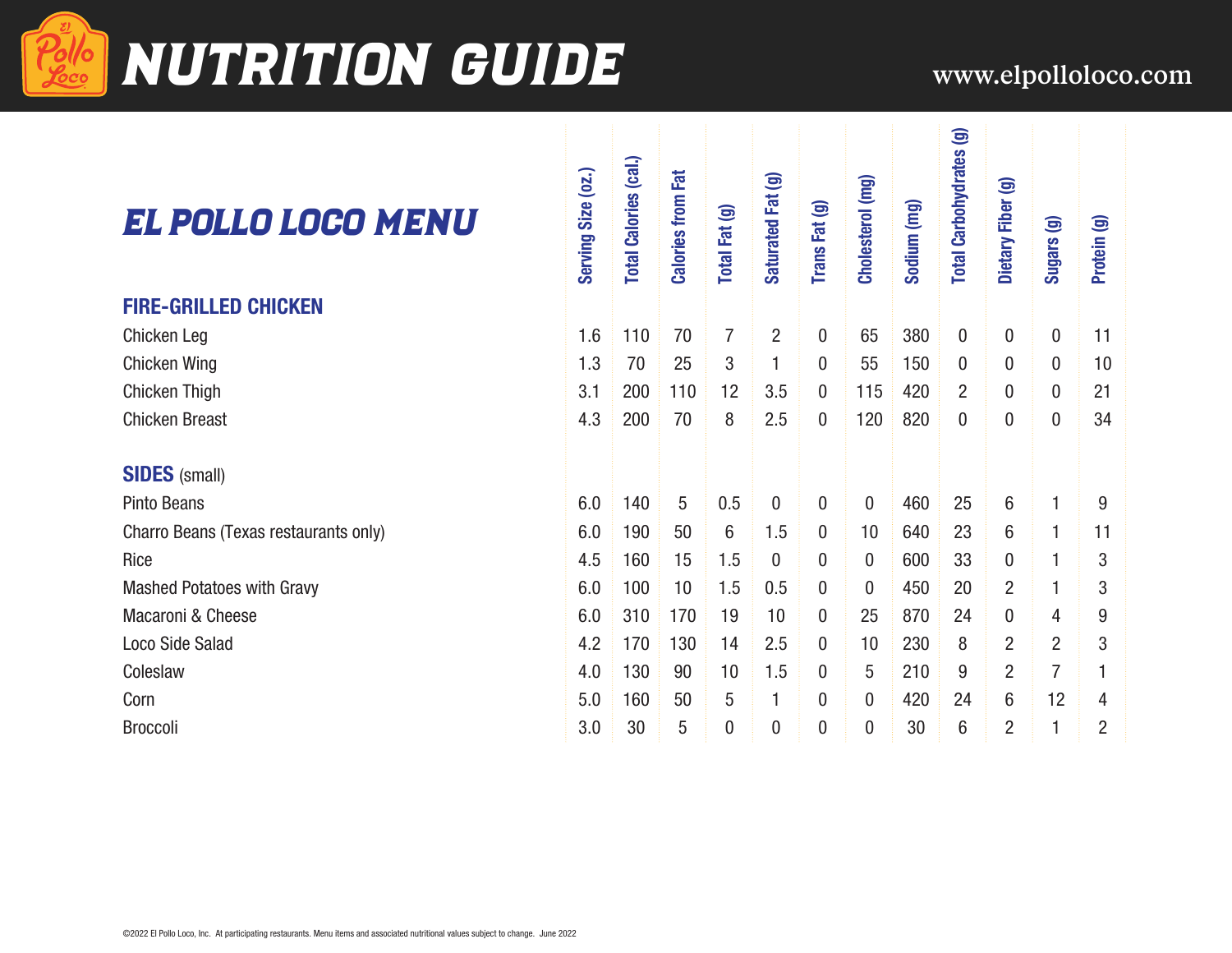# NUTRITION GUIDE

www.elpolloloco.com

## EL POLLO LOCO MENU

| | Serving Size (oz.) | Total Calories (cal.) | Calories from Fat | Total Fat (g) | Saturated Fat (g) | Trans Fat (g) | Cholesterol (mg) | Sodium (mg) | Total Carbohydrates (g) | Dietary Fiber (g) | Sugars (g) | Protein (g) |
|---|---|---|---|---|---|---|---|---|---|---|---|---|
| **FIRE-GRILLED CHICKEN** | | | | | | | | | | | | |
| Chicken Leg | 1.6 | 110 | 70 | 7 | 2 | 0 | 65 | 380 | 0 | 0 | 0 | 11 |
| Chicken Wing | 1.3 | 70 | 25 | 3 | 1 | 0 | 55 | 150 | 0 | 0 | 0 | 10 |
| Chicken Thigh | 3.1 | 200 | 110 | 12 | 3.5 | 0 | 115 | 420 | 2 | 0 | 0 | 21 |
| Chicken Breast | 4.3 | 200 | 70 | 8 | 2.5 | 0 | 120 | 820 | 0 | 0 | 0 | 34 |
| **SIDES** (small) | | | | | | | | | | | | |
| Pinto Beans | 6.0 | 140 | 5 | 0.5 | 0 | 0 | 0 | 460 | 25 | 6 | 1 | 9 |
| Charro Beans (Texas restaurants only) | 6.0 | 190 | 50 | 6 | 1.5 | 0 | 10 | 640 | 23 | 6 | 1 | 11 |
| Rice | 4.5 | 160 | 15 | 1.5 | 0 | 0 | 0 | 600 | 33 | 0 | 1 | 3 |
| Mashed Potatoes with Gravy | 6.0 | 100 | 10 | 1.5 | 0.5 | 0 | 0 | 450 | 20 | 2 | 1 | 3 |
| Macaroni & Cheese | 6.0 | 310 | 170 | 19 | 10 | 0 | 25 | 870 | 24 | 0 | 4 | 9 |
| Loco Side Salad | 4.2 | 170 | 130 | 14 | 2.5 | 0 | 10 | 230 | 8 | 2 | 2 | 3 |
| Coleslaw | 4.0 | 130 | 90 | 10 | 1.5 | 0 | 5 | 210 | 9 | 2 | 7 | 1 |
| Corn | 5.0 | 160 | 50 | 5 | 1 | 0 | 0 | 420 | 24 | 6 | 12 | 4 |
| Broccoli | 3.0 | 30 | 5 | 0 | 0 | 0 | 0 | 30 | 6 | 2 | 1 | 2 |

©2022 El Pollo Loco, Inc. At participating restaurants. Menu items and associated nutritional values subject to change. June 2022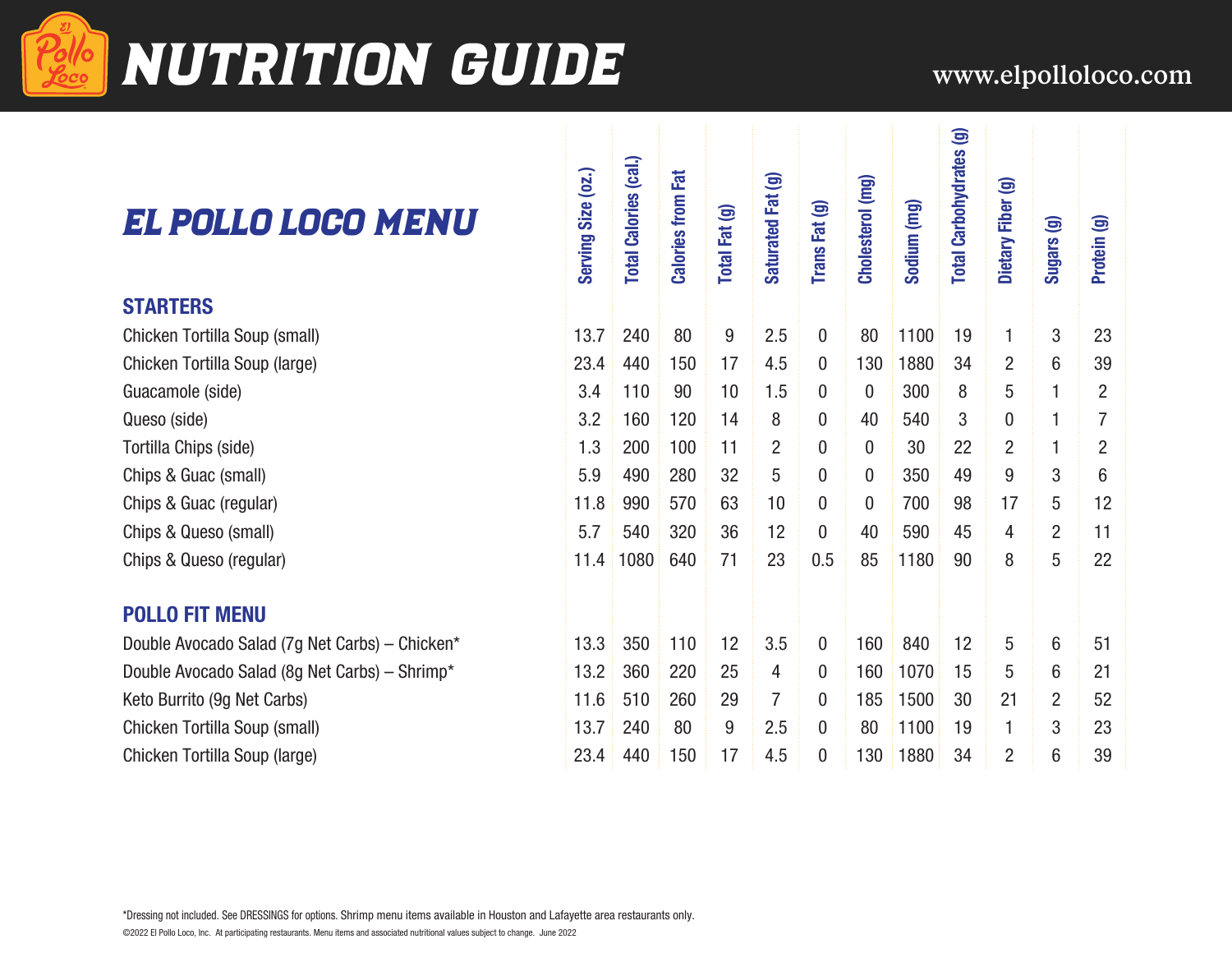# NUTRITION GUIDE

www.elpolloloco.com

## EL POLLO LOCO MENU

| | Serving Size (oz.) | Total Calories (cal.) | Calories from Fat | Total Fat (g) | Saturated Fat (g) | Trans Fat (g) | Cholesterol (mg) | Sodium (mg) | Total Carbohydrates (g) | Dietary Fiber (g) | Sugars (g) | Protein (g) |
|---|---|---|---|---|---|---|---|---|---|---|---|---|
| **STARTERS** | | | | | | | | | | | | |
| Chicken Tortilla Soup (small) | 13.7 | 240 | 80 | 9 | 2.5 | 0 | 80 | 1100 | 19 | 1 | 3 | 23 |
| Chicken Tortilla Soup (large) | 23.4 | 440 | 150 | 17 | 4.5 | 0 | 130 | 1880 | 34 | 2 | 6 | 39 |
| Guacamole (side) | 3.4 | 110 | 90 | 10 | 1.5 | 0 | 0 | 300 | 8 | 5 | 1 | 2 |
| Queso (side) | 3.2 | 160 | 120 | 14 | 8 | 0 | 40 | 540 | 3 | 0 | 1 | 7 |
| Tortilla Chips (side) | 1.3 | 200 | 100 | 11 | 2 | 0 | 0 | 30 | 22 | 2 | 1 | 2 |
| Chips & Guac (small) | 5.9 | 490 | 280 | 32 | 5 | 0 | 0 | 350 | 49 | 9 | 3 | 6 |
| Chips & Guac (regular) | 11.8 | 990 | 570 | 63 | 10 | 0 | 0 | 700 | 98 | 17 | 5 | 12 |
| Chips & Queso (small) | 5.7 | 540 | 320 | 36 | 12 | 0 | 40 | 590 | 45 | 4 | 2 | 11 |
| Chips & Queso (regular) | 11.4 | 1080 | 640 | 71 | 23 | 0.5 | 85 | 1180 | 90 | 8 | 5 | 22 |
| **POLLO FIT MENU** | | | | | | | | | | | | |
| Double Avocado Salad (7g Net Carbs) – Chicken* | 13.3 | 350 | 110 | 12 | 3.5 | 0 | 160 | 840 | 12 | 5 | 6 | 51 |
| Double Avocado Salad (8g Net Carbs) – Shrimp* | 13.2 | 360 | 220 | 25 | 4 | 0 | 160 | 1070 | 15 | 5 | 6 | 21 |
| Keto Burrito (9g Net Carbs) | 11.6 | 510 | 260 | 29 | 7 | 0 | 185 | 1500 | 30 | 21 | 2 | 52 |
| Chicken Tortilla Soup (small) | 13.7 | 240 | 80 | 9 | 2.5 | 0 | 80 | 1100 | 19 | 1 | 3 | 23 |
| Chicken Tortilla Soup (large) | 23.4 | 440 | 150 | 17 | 4.5 | 0 | 130 | 1880 | 34 | 2 | 6 | 39 |

*Dressing not included. See DRESSINGS for options. Shrimp menu items available in Houston and Lafayette area restaurants only.

©2022 El Pollo Loco, Inc. At participating restaurants. Menu items and associated nutritional values subject to change. June 2022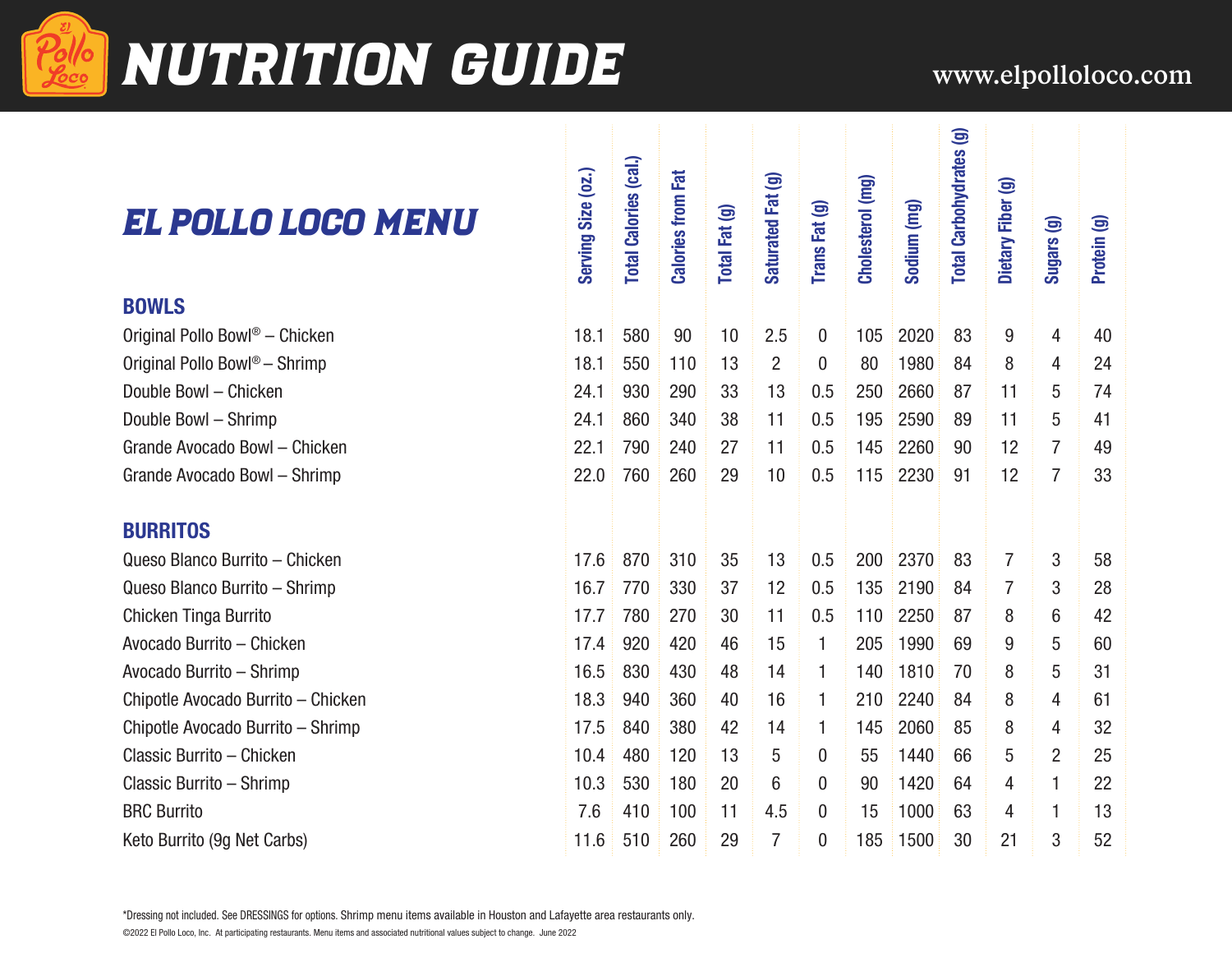# NUTRITION GUIDE

www.elpolloloco.com

## EL POLLO LOCO MENU

| | Serving Size (oz.) | Total Calories (cal.) | Calories from Fat | Total Fat (g) | Saturated Fat (g) | Trans Fat (g) | Cholesterol (mg) | Sodium (mg) | Total Carbohydrates (g) | Dietary Fiber (g) | Sugars (g) | Protein (g) |
|---|---|---|---|---|---|---|---|---|---|---|---|---|
| **BOWLS** | | | | | | | | | | | | |
| Original Pollo Bowl® – Chicken | 18.1 | 580 | 90 | 10 | 2.5 | 0 | 105 | 2020 | 83 | 9 | 4 | 40 |
| Original Pollo Bowl® – Shrimp | 18.1 | 550 | 110 | 13 | 2 | 0 | 80 | 1980 | 84 | 8 | 4 | 24 |
| Double Bowl – Chicken | 24.1 | 930 | 290 | 33 | 13 | 0.5 | 250 | 2660 | 87 | 11 | 5 | 74 |
| Double Bowl – Shrimp | 24.1 | 860 | 340 | 38 | 11 | 0.5 | 195 | 2590 | 89 | 11 | 5 | 41 |
| Grande Avocado Bowl – Chicken | 22.1 | 790 | 240 | 27 | 11 | 0.5 | 145 | 2260 | 90 | 12 | 7 | 49 |
| Grande Avocado Bowl – Shrimp | 22.0 | 760 | 260 | 29 | 10 | 0.5 | 115 | 2230 | 91 | 12 | 7 | 33 |
| **BURRITOS** | | | | | | | | | | | | |
| Queso Blanco Burrito – Chicken | 17.6 | 870 | 310 | 35 | 13 | 0.5 | 200 | 2370 | 83 | 7 | 3 | 58 |
| Queso Blanco Burrito – Shrimp | 16.7 | 770 | 330 | 37 | 12 | 0.5 | 135 | 2190 | 84 | 7 | 3 | 28 |
| Chicken Tinga Burrito | 17.7 | 780 | 270 | 30 | 11 | 0.5 | 110 | 2250 | 87 | 8 | 6 | 42 |
| Avocado Burrito – Chicken | 17.4 | 920 | 420 | 46 | 15 | 1 | 205 | 1990 | 69 | 9 | 5 | 60 |
| Avocado Burrito – Shrimp | 16.5 | 830 | 430 | 48 | 14 | 1 | 140 | 1810 | 70 | 8 | 5 | 31 |
| Chipotle Avocado Burrito – Chicken | 18.3 | 940 | 360 | 40 | 16 | 1 | 210 | 2240 | 84 | 8 | 4 | 61 |
| Chipotle Avocado Burrito – Shrimp | 17.5 | 840 | 380 | 42 | 14 | 1 | 145 | 2060 | 85 | 8 | 4 | 32 |
| Classic Burrito – Chicken | 10.4 | 480 | 120 | 13 | 5 | 0 | 55 | 1440 | 66 | 5 | 2 | 25 |
| Classic Burrito – Shrimp | 10.3 | 530 | 180 | 20 | 6 | 0 | 90 | 1420 | 64 | 4 | 1 | 22 |
| BRC Burrito | 7.6 | 410 | 100 | 11 | 4.5 | 0 | 15 | 1000 | 63 | 4 | 1 | 13 |
| Keto Burrito (9g Net Carbs) | 11.6 | 510 | 260 | 29 | 7 | 0 | 185 | 1500 | 30 | 21 | 3 | 52 |

*Dressing not included. See DRESSINGS for options. Shrimp menu items available in Houston and Lafayette area restaurants only.

©2022 El Pollo Loco, Inc. At participating restaurants. Menu items and associated nutritional values subject to change. June 2022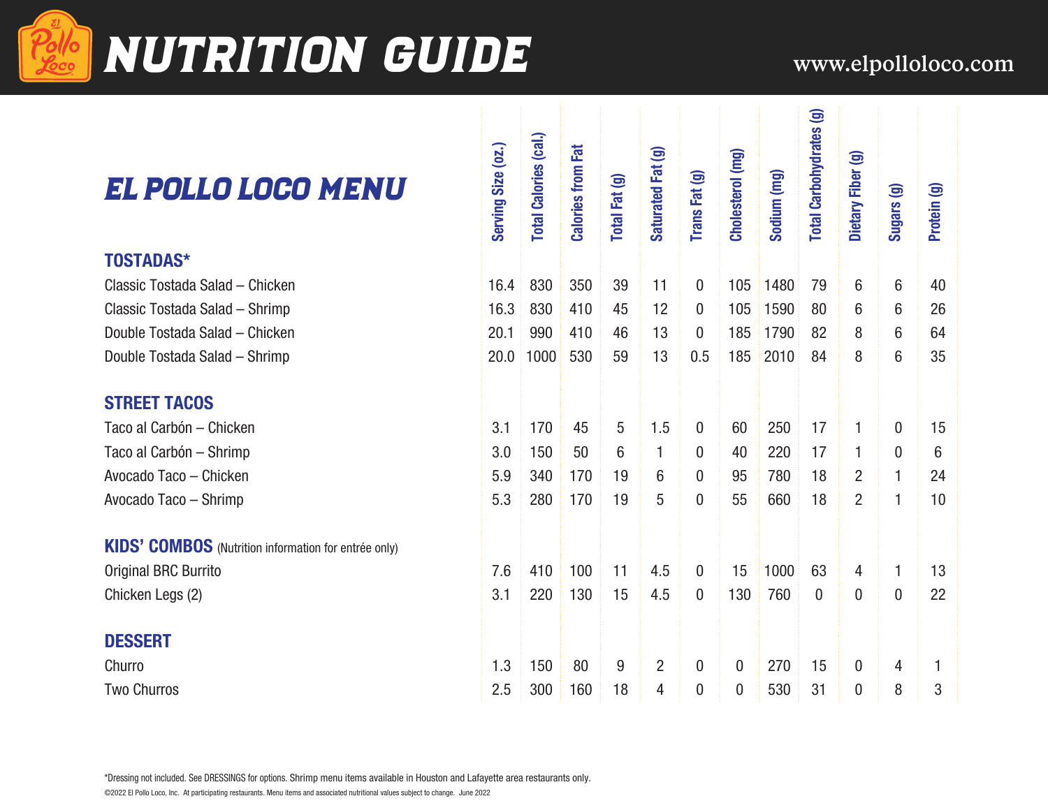# NUTRITION GUIDE

www.elpolloloco.com

## EL POLLO LOCO MENU

| EL POLLO LOCO MENU | Serving Size (oz.) | Total Calories (cal.) | Calories from Fat | Total Fat (g) | Saturated Fat (g) | Trans Fat (g) | Cholesterol (mg) | Sodium (mg) | Total Carbohydrates (g) | Dietary Fiber (g) | Sugars (g) | Protein (g) |
|---|---|---|---|---|---|---|---|---|---|---|---|---|
| **TOSTADAS*** | | | | | | | | | | | | |
| Classic Tostada Salad – Chicken | 16.4 | 830 | 350 | 39 | 11 | 0 | 105 | 1480 | 79 | 6 | 6 | 40 |
| Classic Tostada Salad – Shrimp | 16.3 | 830 | 410 | 45 | 12 | 0 | 105 | 1590 | 80 | 6 | 6 | 26 |
| Double Tostada Salad – Chicken | 20.1 | 990 | 410 | 46 | 13 | 0 | 185 | 1790 | 82 | 8 | 6 | 64 |
| Double Tostada Salad – Shrimp | 20.0 | 1000 | 530 | 59 | 13 | 0.5 | 185 | 2010 | 84 | 8 | 6 | 35 |
| **STREET TACOS** | | | | | | | | | | | | |
| Taco al Carbón – Chicken | 3.1 | 170 | 45 | 5 | 1.5 | 0 | 60 | 250 | 17 | 1 | 0 | 15 |
| Taco al Carbón – Shrimp | 3.0 | 150 | 50 | 6 | 1 | 0 | 40 | 220 | 17 | 1 | 0 | 6 |
| Avocado Taco – Chicken | 5.9 | 340 | 170 | 19 | 6 | 0 | 95 | 780 | 18 | 2 | 1 | 24 |
| Avocado Taco – Shrimp | 5.3 | 280 | 170 | 19 | 5 | 0 | 55 | 660 | 18 | 2 | 1 | 10 |
| **KIDS' COMBOS** (Nutrition information for entrée only) | | | | | | | | | | | | |
| Original BRC Burrito | 7.6 | 410 | 100 | 11 | 4.5 | 0 | 15 | 1000 | 63 | 4 | 1 | 13 |
| Chicken Legs (2) | 3.1 | 220 | 130 | 15 | 4.5 | 0 | 130 | 760 | 0 | 0 | 0 | 22 |
| **DESSERT** | | | | | | | | | | | | |
| Churro | 1.3 | 150 | 80 | 9 | 2 | 0 | 0 | 270 | 15 | 0 | 4 | 1 |
| Two Churros | 2.5 | 300 | 160 | 18 | 4 | 0 | 0 | 530 | 31 | 0 | 8 | 3 |

*Dressing not included. See DRESSINGS for options. Shrimp menu items available in Houston and Lafayette area restaurants only.

©2022 El Pollo Loco, Inc. At participating restaurants. Menu items and associated nutritional values subject to change. June 2022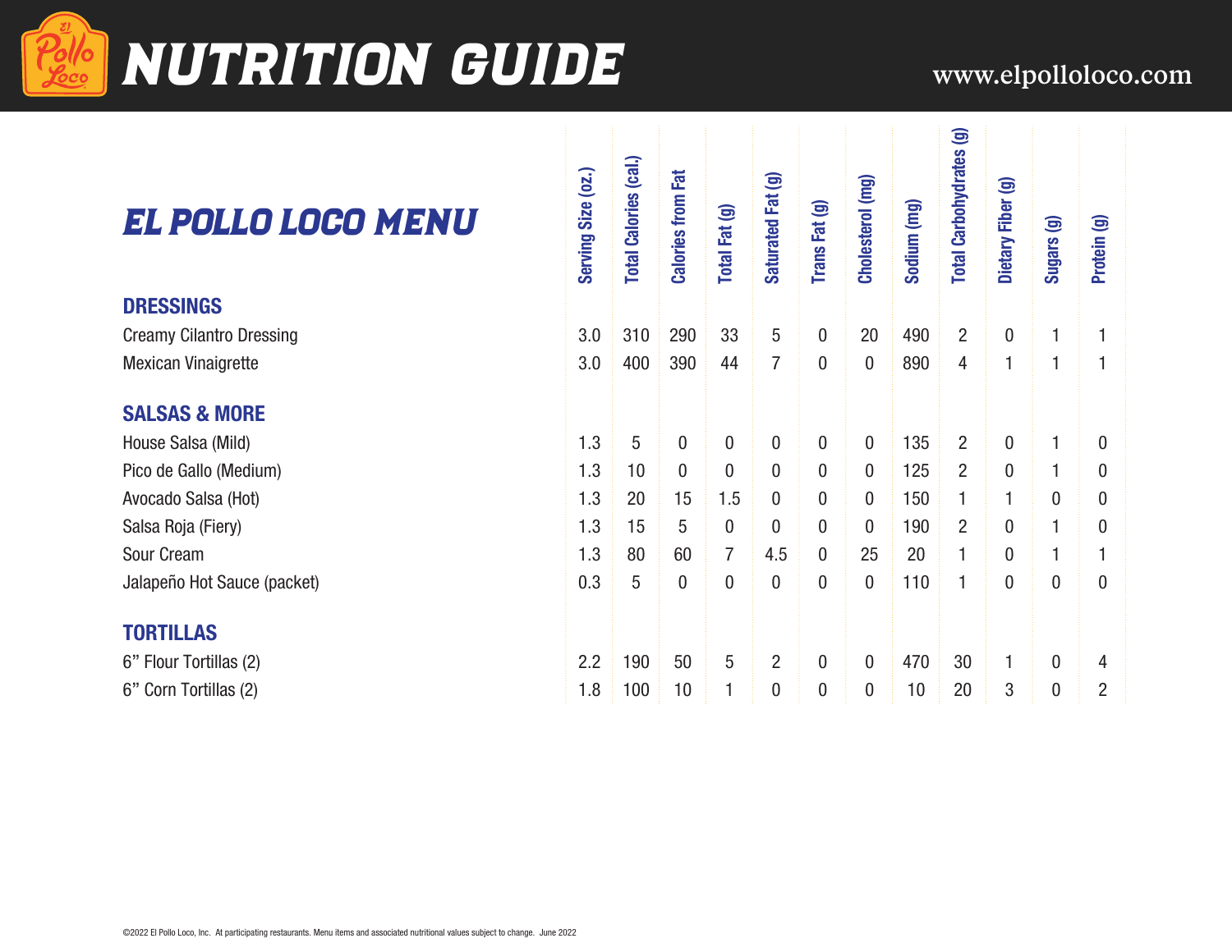# NUTRITION GUIDE

www.elpolloloco.com

## EL POLLO LOCO MENU

| | Serving Size (oz.) | Total Calories (cal.) | Calories from Fat | Total Fat (g) | Saturated Fat (g) | Trans Fat (g) | Cholesterol (mg) | Sodium (mg) | Total Carbohydrates (g) | Dietary Fiber (g) | Sugars (g) | Protein (g) |
|---|---|---|---|---|---|---|---|---|---|---|---|---|
| **DRESSINGS** | | | | | | | | | | | | |
| Creamy Cilantro Dressing | 3.0 | 310 | 290 | 33 | 5 | 0 | 20 | 490 | 2 | 0 | 1 | 1 |
| Mexican Vinaigrette | 3.0 | 400 | 390 | 44 | 7 | 0 | 0 | 890 | 4 | 1 | 1 | 1 |
| **SALSAS & MORE** | | | | | | | | | | | | |
| House Salsa (Mild) | 1.3 | 5 | 0 | 0 | 0 | 0 | 0 | 135 | 2 | 0 | 1 | 0 |
| Pico de Gallo (Medium) | 1.3 | 10 | 0 | 0 | 0 | 0 | 0 | 125 | 2 | 0 | 1 | 0 |
| Avocado Salsa (Hot) | 1.3 | 20 | 15 | 1.5 | 0 | 0 | 0 | 150 | 1 | 1 | 0 | 0 |
| Salsa Roja (Fiery) | 1.3 | 15 | 5 | 0 | 0 | 0 | 0 | 190 | 2 | 0 | 1 | 0 |
| Sour Cream | 1.3 | 80 | 60 | 7 | 4.5 | 0 | 25 | 20 | 1 | 0 | 1 | 1 |
| Jalapeño Hot Sauce (packet) | 0.3 | 5 | 0 | 0 | 0 | 0 | 0 | 110 | 1 | 0 | 0 | 0 |
| **TORTILLAS** | | | | | | | | | | | | |
| 6” Flour Tortillas (2) | 2.2 | 190 | 50 | 5 | 2 | 0 | 0 | 470 | 30 | 1 | 0 | 4 |
| 6” Corn Tortillas (2) | 1.8 | 100 | 10 | 1 | 0 | 0 | 0 | 10 | 20 | 3 | 0 | 2 |

©2022 El Pollo Loco, Inc. At participating restaurants. Menu items and associated nutritional values subject to change. June 2022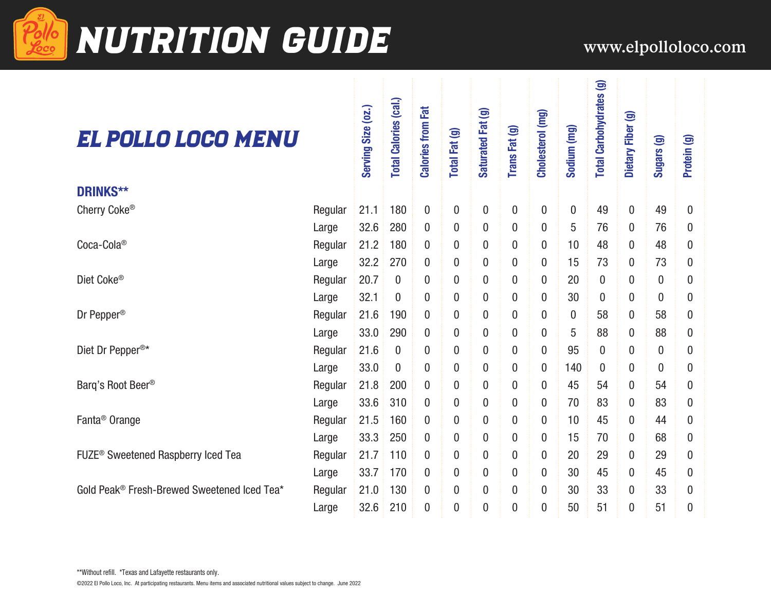# NUTRITION GUIDE

www.elpolloloco.com

## EL POLLO LOCO MENU

| | | Serving Size (oz.) | Total Calories (cal.) | Calories from Fat | Total Fat (g) | Saturated Fat (g) | Trans Fat (g) | Cholesterol (mg) | Sodium (mg) | Total Carbohydrates (g) | Dietary Fiber (g) | Sugars (g) | Protein (g) |
|---|---|---|---|---|---|---|---|---|---|---|---|---|---|
| **DRINKS**** | | | | | | | | | | | | | |
| Cherry Coke® | Regular | 21.1 | 180 | 0 | 0 | 0 | 0 | 0 | 0 | 49 | 0 | 49 | 0 |
| | Large | 32.6 | 280 | 0 | 0 | 0 | 0 | 0 | 5 | 76 | 0 | 76 | 0 |
| Coca-Cola® | Regular | 21.2 | 180 | 0 | 0 | 0 | 0 | 0 | 10 | 48 | 0 | 48 | 0 |
| | Large | 32.2 | 270 | 0 | 0 | 0 | 0 | 0 | 15 | 73 | 0 | 73 | 0 |
| Diet Coke® | Regular | 20.7 | 0 | 0 | 0 | 0 | 0 | 0 | 20 | 0 | 0 | 0 | 0 |
| | Large | 32.1 | 0 | 0 | 0 | 0 | 0 | 0 | 30 | 0 | 0 | 0 | 0 |
| Dr Pepper® | Regular | 21.6 | 190 | 0 | 0 | 0 | 0 | 0 | 0 | 58 | 0 | 58 | 0 |
| | Large | 33.0 | 290 | 0 | 0 | 0 | 0 | 0 | 5 | 88 | 0 | 88 | 0 |
| Diet Dr Pepper®* | Regular | 21.6 | 0 | 0 | 0 | 0 | 0 | 0 | 95 | 0 | 0 | 0 | 0 |
| | Large | 33.0 | 0 | 0 | 0 | 0 | 0 | 0 | 140 | 0 | 0 | 0 | 0 |
| Barq's Root Beer® | Regular | 21.8 | 200 | 0 | 0 | 0 | 0 | 0 | 45 | 54 | 0 | 54 | 0 |
| | Large | 33.6 | 310 | 0 | 0 | 0 | 0 | 0 | 70 | 83 | 0 | 83 | 0 |
| Fanta® Orange | Regular | 21.5 | 160 | 0 | 0 | 0 | 0 | 0 | 10 | 45 | 0 | 44 | 0 |
| | Large | 33.3 | 250 | 0 | 0 | 0 | 0 | 0 | 15 | 70 | 0 | 68 | 0 |
| FUZE® Sweetened Raspberry Iced Tea | Regular | 21.7 | 110 | 0 | 0 | 0 | 0 | 0 | 20 | 29 | 0 | 29 | 0 |
| | Large | 33.7 | 170 | 0 | 0 | 0 | 0 | 0 | 30 | 45 | 0 | 45 | 0 |
| Gold Peak® Fresh-Brewed Sweetened Iced Tea* | Regular | 21.0 | 130 | 0 | 0 | 0 | 0 | 0 | 30 | 33 | 0 | 33 | 0 |
| | Large | 32.6 | 210 | 0 | 0 | 0 | 0 | 0 | 50 | 51 | 0 | 51 | 0 |

**Without refill. *Texas and Lafayette restaurants only.

©2022 El Pollo Loco, Inc. At participating restaurants. Menu items and associated nutritional values subject to change. June 2022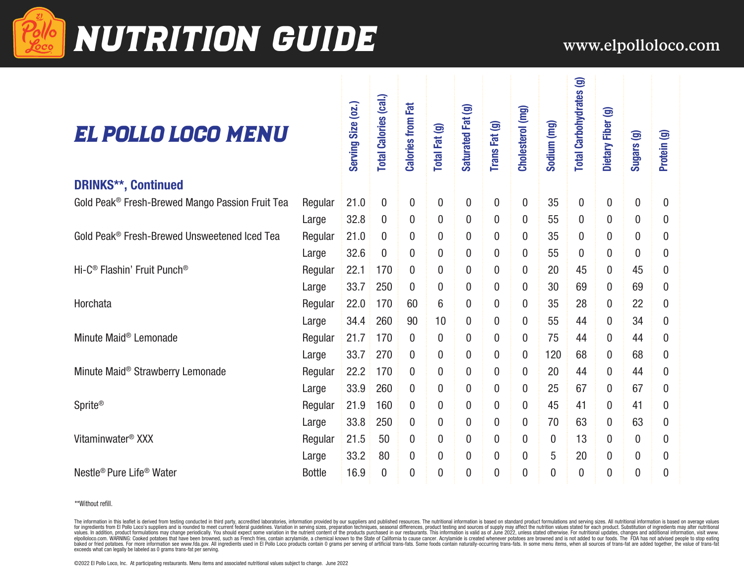# NUTRITION GUIDE

www.elpolloloco.com

## EL POLLO LOCO MENU

| DRINKS**, Continued | | Serving Size (oz.) | Total Calories (cal.) | Calories from Fat | Total Fat (g) | Saturated Fat (g) | Trans Fat (g) | Cholesterol (mg) | Sodium (mg) | Total Carbohydrates (g) | Dietary Fiber (g) | Sugars (g) | Protein (g) |
|---|---|---|---|---|---|---|---|---|---|---|---|---|---|
| Gold Peak® Fresh-Brewed Mango Passion Fruit Tea | Regular | 21.0 | 0 | 0 | 0 | 0 | 0 | 0 | 35 | 0 | 0 | 0 | 0 |
| | Large | 32.8 | 0 | 0 | 0 | 0 | 0 | 0 | 55 | 0 | 0 | 0 | 0 |
| Gold Peak® Fresh-Brewed Unsweetened Iced Tea | Regular | 21.0 | 0 | 0 | 0 | 0 | 0 | 0 | 35 | 0 | 0 | 0 | 0 |
| | Large | 32.6 | 0 | 0 | 0 | 0 | 0 | 0 | 55 | 0 | 0 | 0 | 0 |
| Hi-C® Flashin' Fruit Punch® | Regular | 22.1 | 170 | 0 | 0 | 0 | 0 | 0 | 20 | 45 | 0 | 45 | 0 |
| | Large | 33.7 | 250 | 0 | 0 | 0 | 0 | 0 | 30 | 69 | 0 | 69 | 0 |
| Horchata | Regular | 22.0 | 170 | 60 | 6 | 0 | 0 | 0 | 35 | 28 | 0 | 22 | 0 |
| | Large | 34.4 | 260 | 90 | 10 | 0 | 0 | 0 | 55 | 44 | 0 | 34 | 0 |
| Minute Maid® Lemonade | Regular | 21.7 | 170 | 0 | 0 | 0 | 0 | 0 | 75 | 44 | 0 | 44 | 0 |
| | Large | 33.7 | 270 | 0 | 0 | 0 | 0 | 0 | 120 | 68 | 0 | 68 | 0 |
| Minute Maid® Strawberry Lemonade | Regular | 22.2 | 170 | 0 | 0 | 0 | 0 | 0 | 20 | 44 | 0 | 44 | 0 |
| | Large | 33.9 | 260 | 0 | 0 | 0 | 0 | 0 | 25 | 67 | 0 | 67 | 0 |
| Sprite® | Regular | 21.9 | 160 | 0 | 0 | 0 | 0 | 0 | 45 | 41 | 0 | 41 | 0 |
| | Large | 33.8 | 250 | 0 | 0 | 0 | 0 | 0 | 70 | 63 | 0 | 63 | 0 |
| Vitaminwater® XXX | Regular | 21.5 | 50 | 0 | 0 | 0 | 0 | 0 | 0 | 13 | 0 | 0 | 0 |
| | Large | 33.2 | 80 | 0 | 0 | 0 | 0 | 0 | 5 | 20 | 0 | 0 | 0 |
| Nestle® Pure Life® Water | Bottle | 16.9 | 0 | 0 | 0 | 0 | 0 | 0 | 0 | 0 | 0 | 0 | 0 |

**Without refill.

The information in this leaflet is derived from testing conducted in third party, accredited laboratories, information provided by our suppliers and published resources. The nutritional information is based on standard product formulations and serving sizes. All nutritional information is based on average values for ingredients from El Pollo Loco's suppliers and is rounded to meet current federal guidelines. Variation in serving sizes, preparation techniques, seasonal differences, product testing and sources of supply may affect the nutrition values stated for each product. Substitution of ingredients may alter nutritional values. In addition, product formulations may change periodically. You should expect some variation in the nutrient content of the products purchased in our restaurants. This information is valid as of June 2022, unless stated otherwise. For nutritional updates, changes and additional information, visit www.elpolloloco.com. WARNING: Cooked potatoes that have been browned, such as French fries, contain acrylamide, a chemical known to the State of California to cause cancer. Acrylamide is created whenever potatoes are browned and is not added to our foods. The FDA has not advised people to stop eating baked or fried potatoes. For more information see www.fda.gov. All ingredients used in El Pollo Loco products contain 0 grams per serving of artificial trans-fats. Some foods contain naturally-occurring trans-fats. In some menu items, when all sources of trans-fat are added together, the value of trans-fat exceeds what can legally be labeled as 0 grams trans-fat per serving.

©2022 El Pollo Loco, Inc. At participating restaurants. Menu items and associated nutritional values subject to change. June 2022